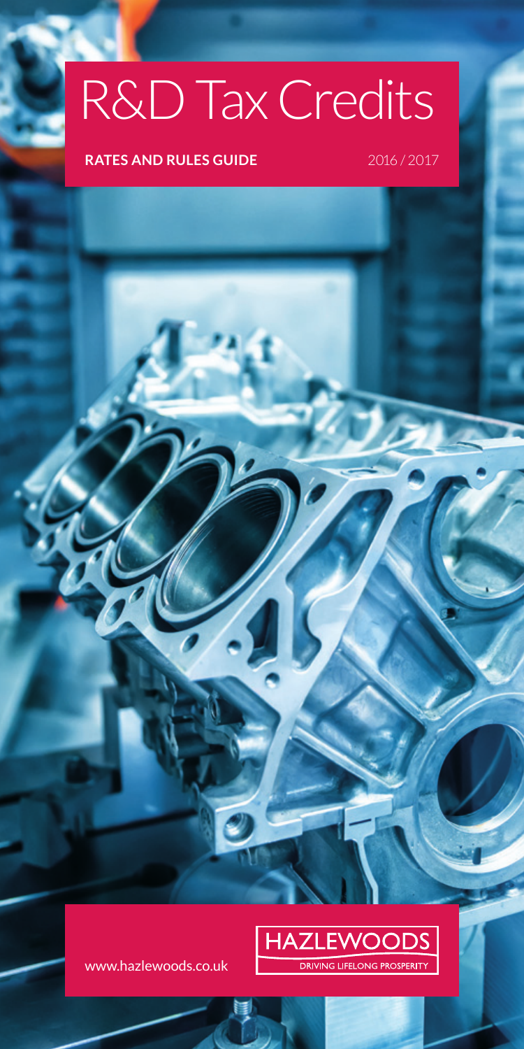# R&D Tax Credits

**RATES AND RULES GUIDE** 2016 / 2017

www.hazlewoods.co.uk

HAZLEWOODS

DRIVING LIFELONG PROSPERITY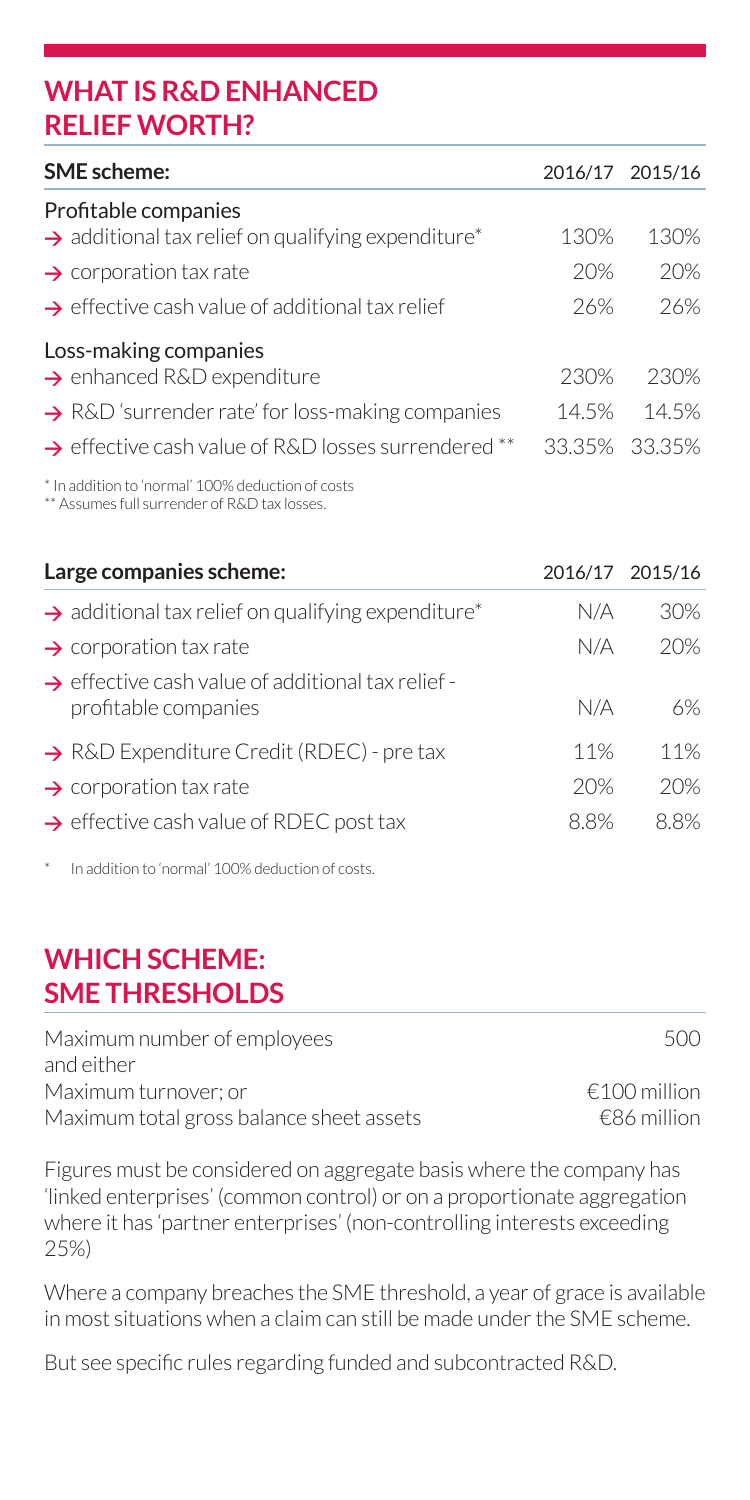## WHAT IS R&D ENHANCED RELIEF WORTH?

| SME scheme: | 2016/17 | 2015/16 |
|---|---|---|
| **Profitable companies** | | |
| → additional tax relief on qualifying expenditure* | 130% | 130% |
| → corporation tax rate | 20% | 20% |
| → effective cash value of additional tax relief | 26% | 26% |
| **Loss-making companies** | | |
| → enhanced R&D expenditure | 230% | 230% |
| → R&D 'surrender rate' for loss-making companies | 14.5% | 14.5% |
| → effective cash value of R&D losses surrendered ** | 33.35% | 33.35% |

\* In addition to 'normal' 100% deduction of costs
\** Assumes full surrender of R&D tax losses.

| Large companies scheme: | 2016/17 | 2015/16 |
|---|---|---|
| → additional tax relief on qualifying expenditure* | N/A | 30% |
| → corporation tax rate | N/A | 20% |
| → effective cash value of additional tax relief - profitable companies | N/A | 6% |
| → R&D Expenditure Credit (RDEC) - pre tax | 11% | 11% |
| → corporation tax rate | 20% | 20% |
| → effective cash value of RDEC post tax | 8.8% | 8.8% |

\* In addition to 'normal' 100% deduction of costs.

## WHICH SCHEME: SME THRESHOLDS

| | |
|---|---|
| Maximum number of employees | 500 |
| and either | |
| Maximum turnover; or | €100 million |
| Maximum total gross balance sheet assets | €86 million |

Figures must be considered on aggregate basis where the company has 'linked enterprises' (common control) or on a proportionate aggregation where it has 'partner enterprises' (non-controlling interests exceeding 25%)

Where a company breaches the SME threshold, a year of grace is available in most situations when a claim can still be made under the SME scheme.

But see specific rules regarding funded and subcontracted R&D.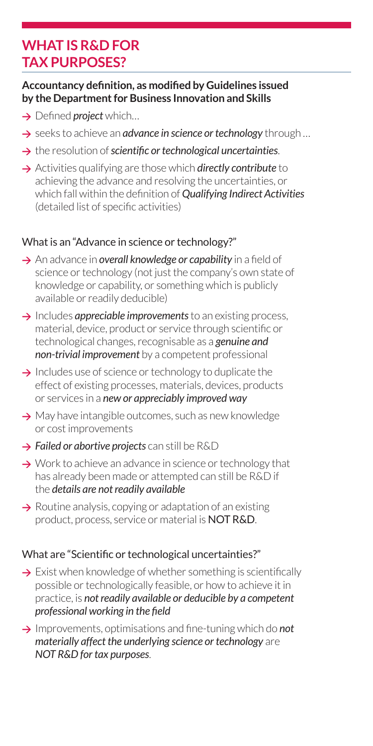# WHAT IS R&D FOR TAX PURPOSES?

**Accountancy definition, as modified by Guidelines issued by the Department for Business Innovation and Skills**

- → Defined ***project*** which…
- → seeks to achieve an ***advance in science or technology*** through …
- → the resolution of ***scientific or technological uncertainties***.
- → Activities qualifying are those which ***directly contribute*** to achieving the advance and resolving the uncertainties, or which fall within the definition of ***Qualifying Indirect Activities*** (detailed list of specific activities)

## What is an "Advance in science or technology?"

- → An advance in ***overall knowledge or capability*** in a field of science or technology (not just the company's own state of knowledge or capability, or something which is publicly available or readily deducible)
- → Includes ***appreciable improvements*** to an existing process, material, device, product or service through scientific or technological changes, recognisable as a ***genuine and non-trivial improvement*** by a competent professional
- → Includes use of science or technology to duplicate the effect of existing processes, materials, devices, products or services in a ***new or appreciably improved way***
- → May have intangible outcomes, such as new knowledge or cost improvements
- → ***Failed or abortive projects*** can still be R&D
- → Work to achieve an advance in science or technology that has already been made or attempted can still be R&D if the ***details are not readily available***
- → Routine analysis, copying or adaptation of an existing product, process, service or material is NOT R&D.

## What are "Scientific or technological uncertainties?"

- → Exist when knowledge of whether something is scientifically possible or technologically feasible, or how to achieve it in practice, is ***not readily available or deducible by a competent professional working in the field***
- → Improvements, optimisations and fine-tuning which do ***not materially affect the underlying science or technology*** are ***NOT R&D for tax purposes***.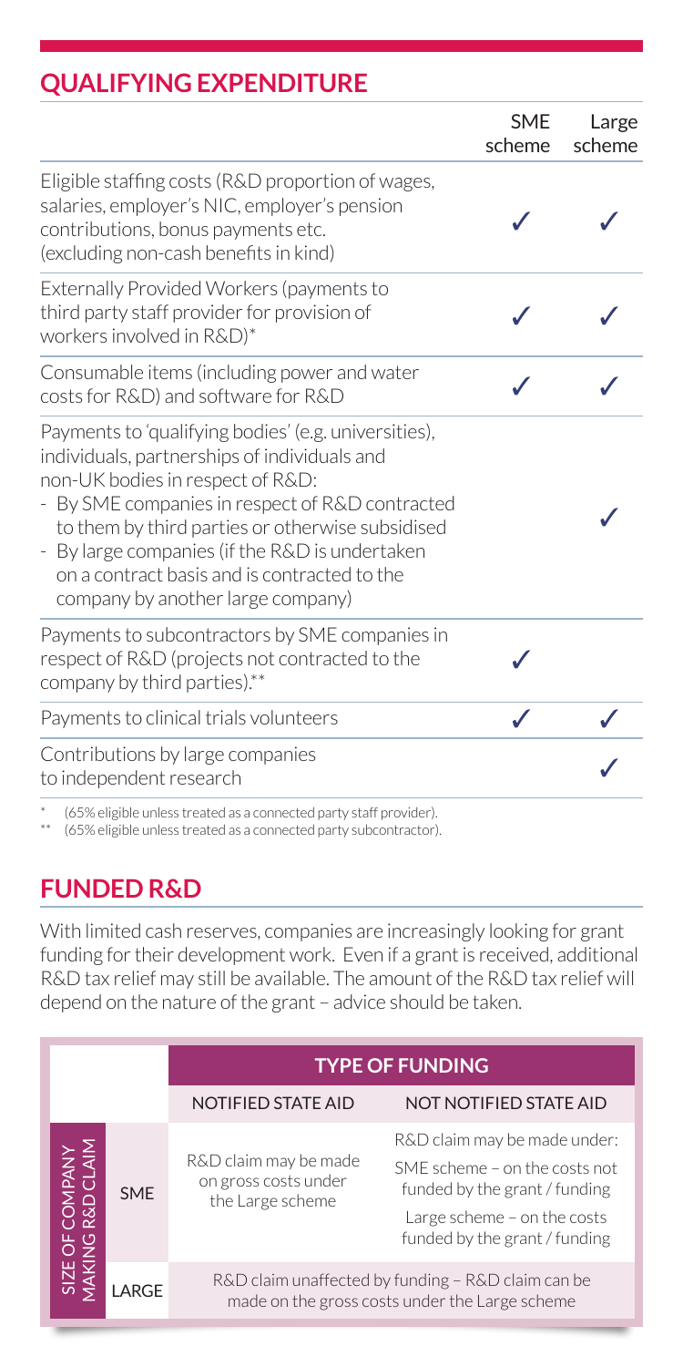## QUALIFYING EXPENDITURE

| | SME scheme | Large scheme |
|---|---|---|
| Eligible staffing costs (R&D proportion of wages, salaries, employer's NIC, employer's pension contributions, bonus payments etc. (excluding non-cash benefits in kind) | ✓ | ✓ |
| Externally Provided Workers (payments to third party staff provider for provision of workers involved in R&D)* | ✓ | ✓ |
| Consumable items (including power and water costs for R&D) and software for R&D | ✓ | ✓ |
| Payments to 'qualifying bodies' (e.g. universities), individuals, partnerships of individuals and non-UK bodies in respect of R&D:<br>- By SME companies in respect of R&D contracted to them by third parties or otherwise subsidised<br>- By large companies (if the R&D is undertaken on a contract basis and is contracted to the company by another large company) | | ✓ |
| Payments to subcontractors by SME companies in respect of R&D (projects not contracted to the company by third parties).** | ✓ | |
| Payments to clinical trials volunteers | ✓ | ✓ |
| Contributions by large companies to independent research | | ✓ |

\* (65% eligible unless treated as a connected party staff provider).
\*\* (65% eligible unless treated as a connected party subcontractor).

## FUNDED R&D

With limited cash reserves, companies are increasingly looking for grant funding for their development work. Even if a grant is received, additional R&D tax relief may still be available. The amount of the R&D tax relief will depend on the nature of the grant – advice should be taken.

| | | TYPE OF FUNDING | |
|---|---|---|---|
| | | NOTIFIED STATE AID | NOT NOTIFIED STATE AID |
| SIZE OF COMPANY MAKING R&D CLAIM | SME | R&D claim may be made on gross costs under the Large scheme | R&D claim may be made under:<br>SME scheme – on the costs not funded by the grant / funding<br>Large scheme – on the costs funded by the grant / funding |
| | LARGE | R&D claim unaffected by funding – R&D claim can be made on the gross costs under the Large scheme | |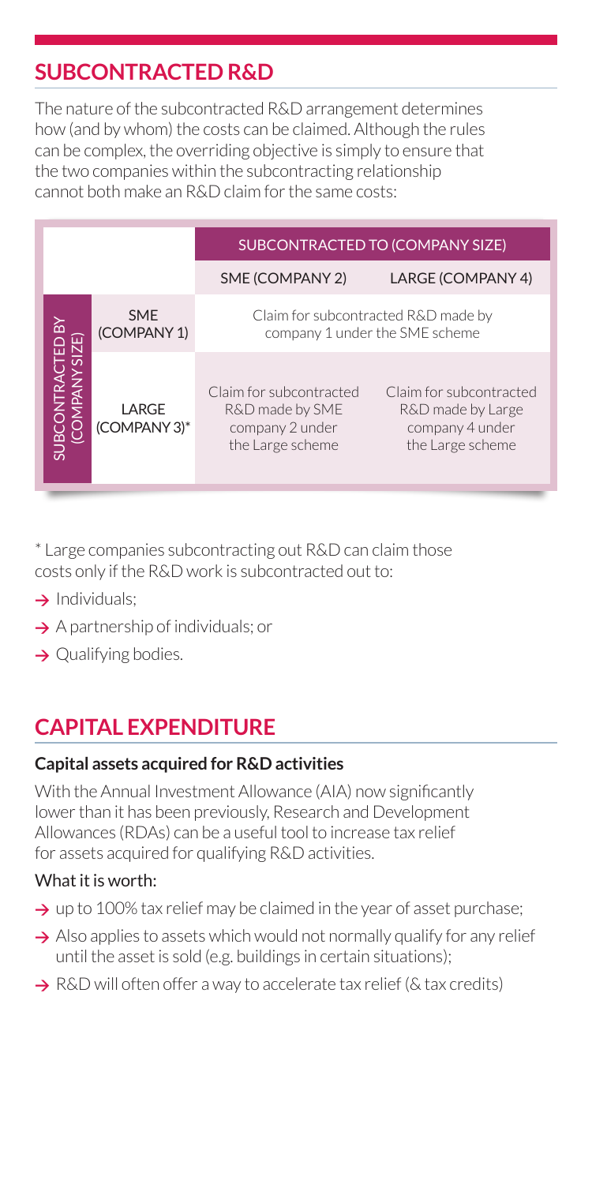## SUBCONTRACTED R&D

The nature of the subcontracted R&D arrangement determines how (and by whom) the costs can be claimed. Although the rules can be complex, the overriding objective is simply to ensure that the two companies within the subcontracting relationship cannot both make an R&D claim for the same costs:

| | | SUBCONTRACTED TO (COMPANY SIZE) | |
|---|---|---|---|
| | | SME (COMPANY 2) | LARGE (COMPANY 4) |
| SUBCONTRACTED BY (COMPANY SIZE) | SME (COMPANY 1) | Claim for subcontracted R&D made by company 1 under the SME scheme | |
| | LARGE (COMPANY 3)* | Claim for subcontracted R&D made by SME company 2 under the Large scheme | Claim for subcontracted R&D made by Large company 4 under the Large scheme |

* Large companies subcontracting out R&D can claim those costs only if the R&D work is subcontracted out to:

- Individuals;
- A partnership of individuals; or
- Qualifying bodies.

## CAPITAL EXPENDITURE

**Capital assets acquired for R&D activities**

With the Annual Investment Allowance (AIA) now significantly lower than it has been previously, Research and Development Allowances (RDAs) can be a useful tool to increase tax relief for assets acquired for qualifying R&D activities.

### What it is worth:

- up to 100% tax relief may be claimed in the year of asset purchase;
- Also applies to assets which would not normally qualify for any relief until the asset is sold (e.g. buildings in certain situations);
- R&D will often offer a way to accelerate tax relief (& tax credits)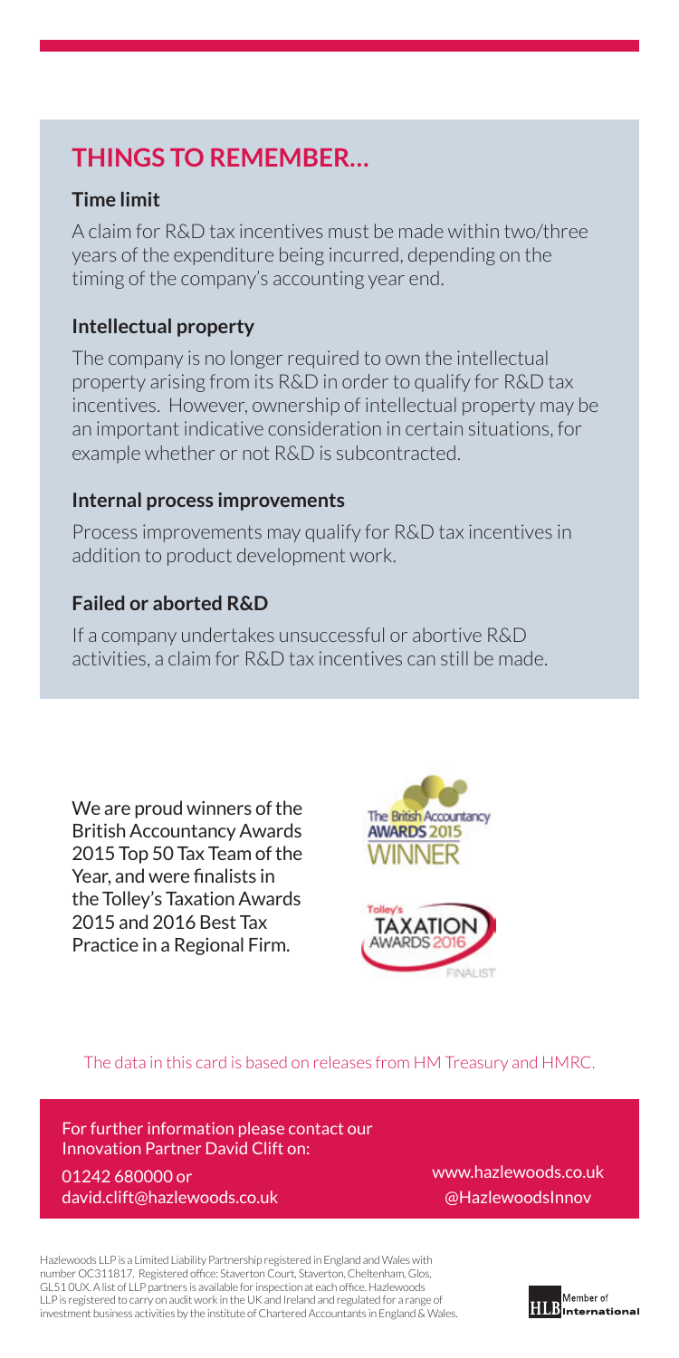## THINGS TO REMEMBER…

### Time limit

A claim for R&D tax incentives must be made within two/three years of the expenditure being incurred, depending on the timing of the company's accounting year end.

### Intellectual property

The company is no longer required to own the intellectual property arising from its R&D in order to qualify for R&D tax incentives. However, ownership of intellectual property may be an important indicative consideration in certain situations, for example whether or not R&D is subcontracted.

### Internal process improvements

Process improvements may qualify for R&D tax incentives in addition to product development work.

### Failed or aborted R&D

If a company undertakes unsuccessful or abortive R&D activities, a claim for R&D tax incentives can still be made.

We are proud winners of the British Accountancy Awards 2015 Top 50 Tax Team of the Year, and were finalists in the Tolley's Taxation Awards 2015 and 2016 Best Tax Practice in a Regional Firm.

The British Accountancy AWARDS 2015 WINNER

Tolley's TAXATION AWARDS 2016 FINALIST

The data in this card is based on releases from HM Treasury and HMRC.

For further information please contact our Innovation Partner David Clift on:

01242 680000 or
david.clift@hazlewoods.co.uk

www.hazlewoods.co.uk
@HazlewoodsInnov

Hazlewoods LLP is a Limited Liability Partnership registered in England and Wales with number OC311817. Registered office: Staverton Court, Staverton, Cheltenham, Glos, GL51 0UX. A list of LLP partners is available for inspection at each office. Hazlewoods LLP is registered to carry on audit work in the UK and Ireland and regulated for a range of investment business activities by the institute of Chartered Accountants in England & Wales.

HLB Member of International